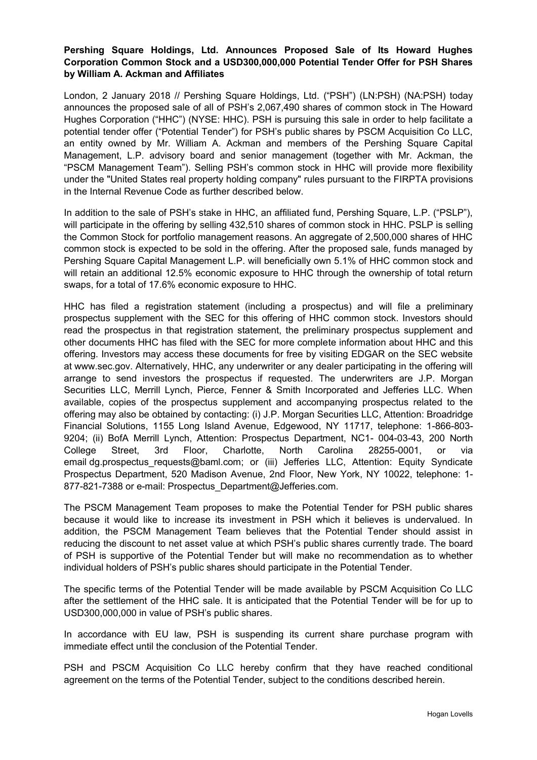**Pershing Square Holdings, Ltd. Announces Proposed Sale of Its Howard Hughes Corporation Common Stock and a USD300,000,000 Potential Tender Offer for PSH Shares by William A. Ackman and Affiliates**

London, 2 January 2018 // Pershing Square Holdings, Ltd. ("PSH") (LN:PSH) (NA:PSH) today announces the proposed sale of all of PSH's 2,067,490 shares of common stock in The Howard Hughes Corporation ("HHC") (NYSE: HHC). PSH is pursuing this sale in order to help facilitate a potential tender offer ("Potential Tender") for PSH's public shares by PSCM Acquisition Co LLC, an entity owned by Mr. William A. Ackman and members of the Pershing Square Capital Management, L.P. advisory board and senior management (together with Mr. Ackman, the "PSCM Management Team"). Selling PSH's common stock in HHC will provide more flexibility under the "United States real property holding company" rules pursuant to the FIRPTA provisions in the Internal Revenue Code as further described below.

In addition to the sale of PSH's stake in HHC, an affiliated fund, Pershing Square, L.P. ("PSLP"), will participate in the offering by selling 432,510 shares of common stock in HHC. PSLP is selling the Common Stock for portfolio management reasons. An aggregate of 2,500,000 shares of HHC common stock is expected to be sold in the offering. After the proposed sale, funds managed by Pershing Square Capital Management L.P. will beneficially own 5.1% of HHC common stock and will retain an additional 12.5% economic exposure to HHC through the ownership of total return swaps, for a total of 17.6% economic exposure to HHC.

HHC has filed a registration statement (including a prospectus) and will file a preliminary prospectus supplement with the SEC for this offering of HHC common stock. Investors should read the prospectus in that registration statement, the preliminary prospectus supplement and other documents HHC has filed with the SEC for more complete information about HHC and this offering. Investors may access these documents for free by visiting EDGAR on the SEC website at www.sec.gov. Alternatively, HHC, any underwriter or any dealer participating in the offering will arrange to send investors the prospectus if requested. The underwriters are J.P. Morgan Securities LLC, Merrill Lynch, Pierce, Fenner & Smith Incorporated and Jefferies LLC. When available, copies of the prospectus supplement and accompanying prospectus related to the offering may also be obtained by contacting: (i) J.P. Morgan Securities LLC, Attention: Broadridge Financial Solutions, 1155 Long Island Avenue, Edgewood, NY 11717, telephone: 1-866-803-9204; (ii) BofA Merrill Lynch, Attention: Prospectus Department, NC1- 004-03-43, 200 North College Street, 3rd Floor, Charlotte, North Carolina 28255-0001, or via email dg.prospectus_requests@baml.com; or (iii) Jefferies LLC, Attention: Equity Syndicate Prospectus Department, 520 Madison Avenue, 2nd Floor, New York, NY 10022, telephone: 1-877-821-7388 or e-mail: Prospectus_Department@Jefferies.com.

The PSCM Management Team proposes to make the Potential Tender for PSH public shares because it would like to increase its investment in PSH which it believes is undervalued. In addition, the PSCM Management Team believes that the Potential Tender should assist in reducing the discount to net asset value at which PSH's public shares currently trade. The board of PSH is supportive of the Potential Tender but will make no recommendation as to whether individual holders of PSH's public shares should participate in the Potential Tender.

The specific terms of the Potential Tender will be made available by PSCM Acquisition Co LLC after the settlement of the HHC sale. It is anticipated that the Potential Tender will be for up to USD300,000,000 in value of PSH's public shares.

In accordance with EU law, PSH is suspending its current share purchase program with immediate effect until the conclusion of the Potential Tender.

PSH and PSCM Acquisition Co LLC hereby confirm that they have reached conditional agreement on the terms of the Potential Tender, subject to the conditions described herein.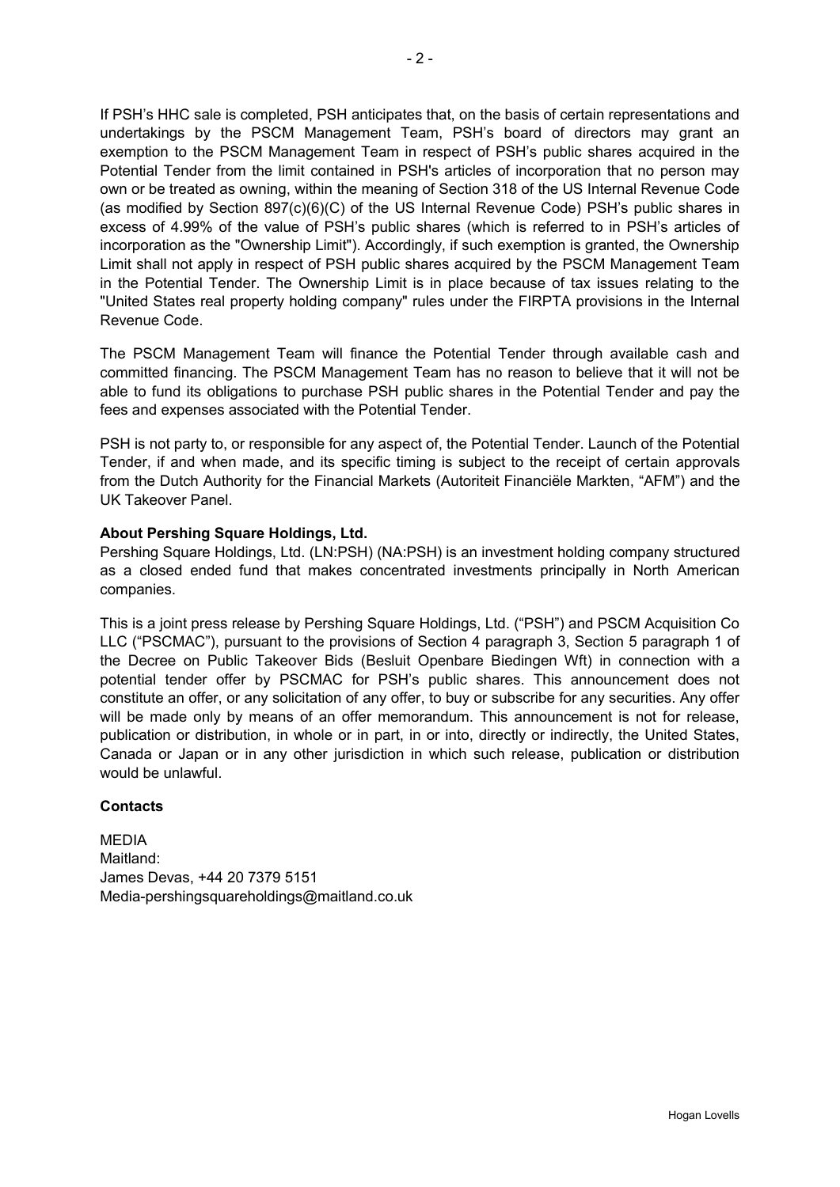If PSH's HHC sale is completed, PSH anticipates that, on the basis of certain representations and undertakings by the PSCM Management Team, PSH's board of directors may grant an exemption to the PSCM Management Team in respect of PSH's public shares acquired in the Potential Tender from the limit contained in PSH's articles of incorporation that no person may own or be treated as owning, within the meaning of Section 318 of the US Internal Revenue Code (as modified by Section 897(c)(6)(C) of the US Internal Revenue Code) PSH's public shares in excess of 4.99% of the value of PSH's public shares (which is referred to in PSH's articles of incorporation as the "Ownership Limit"). Accordingly, if such exemption is granted, the Ownership Limit shall not apply in respect of PSH public shares acquired by the PSCM Management Team in the Potential Tender. The Ownership Limit is in place because of tax issues relating to the "United States real property holding company" rules under the FIRPTA provisions in the Internal Revenue Code.

The PSCM Management Team will finance the Potential Tender through available cash and committed financing. The PSCM Management Team has no reason to believe that it will not be able to fund its obligations to purchase PSH public shares in the Potential Tender and pay the fees and expenses associated with the Potential Tender.

PSH is not party to, or responsible for any aspect of, the Potential Tender. Launch of the Potential Tender, if and when made, and its specific timing is subject to the receipt of certain approvals from the Dutch Authority for the Financial Markets (Autoriteit Financiële Markten, "AFM") and the UK Takeover Panel.

**About Pershing Square Holdings, Ltd.**
Pershing Square Holdings, Ltd. (LN:PSH) (NA:PSH) is an investment holding company structured as a closed ended fund that makes concentrated investments principally in North American companies.

This is a joint press release by Pershing Square Holdings, Ltd. ("PSH") and PSCM Acquisition Co LLC ("PSCMAC"), pursuant to the provisions of Section 4 paragraph 3, Section 5 paragraph 1 of the Decree on Public Takeover Bids (Besluit Openbare Biedingen Wft) in connection with a potential tender offer by PSCMAC for PSH's public shares. This announcement does not constitute an offer, or any solicitation of any offer, to buy or subscribe for any securities. Any offer will be made only by means of an offer memorandum. This announcement is not for release, publication or distribution, in whole or in part, in or into, directly or indirectly, the United States, Canada or Japan or in any other jurisdiction in which such release, publication or distribution would be unlawful.

**Contacts**

MEDIA
Maitland:
James Devas, +44 20 7379 5151
Media-pershingsquareholdings@maitland.co.uk

Hogan Lovells